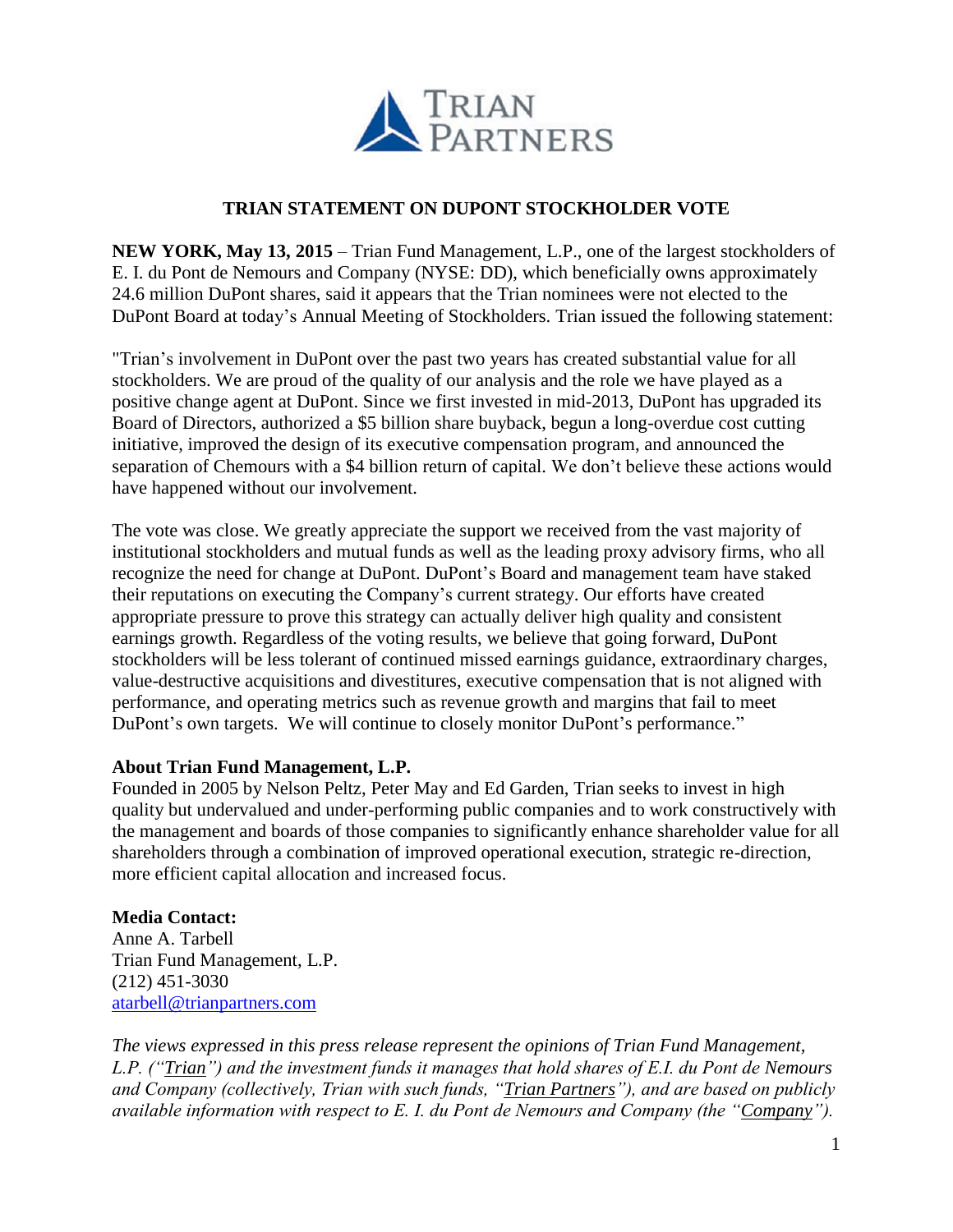# TRIAN STATEMENT ON DUPONT STOCKHOLDER VOTE

**NEW YORK, May 13, 2015** – Trian Fund Management, L.P., one of the largest stockholders of E. I. du Pont de Nemours and Company (NYSE: DD), which beneficially owns approximately 24.6 million DuPont shares, said it appears that the Trian nominees were not elected to the DuPont Board at today's Annual Meeting of Stockholders. Trian issued the following statement:

"Trian's involvement in DuPont over the past two years has created substantial value for all stockholders. We are proud of the quality of our analysis and the role we have played as a positive change agent at DuPont. Since we first invested in mid-2013, DuPont has upgraded its Board of Directors, authorized a $5 billion share buyback, begun a long-overdue cost cutting initiative, improved the design of its executive compensation program, and announced the separation of Chemours with a $4 billion return of capital. We don't believe these actions would have happened without our involvement.

The vote was close. We greatly appreciate the support we received from the vast majority of institutional stockholders and mutual funds as well as the leading proxy advisory firms, who all recognize the need for change at DuPont. DuPont's Board and management team have staked their reputations on executing the Company's current strategy. Our efforts have created appropriate pressure to prove this strategy can actually deliver high quality and consistent earnings growth. Regardless of the voting results, we believe that going forward, DuPont stockholders will be less tolerant of continued missed earnings guidance, extraordinary charges, value-destructive acquisitions and divestitures, executive compensation that is not aligned with performance, and operating metrics such as revenue growth and margins that fail to meet DuPont's own targets. We will continue to closely monitor DuPont's performance."

**About Trian Fund Management, L.P.**

Founded in 2005 by Nelson Peltz, Peter May and Ed Garden, Trian seeks to invest in high quality but undervalued and under-performing public companies and to work constructively with the management and boards of those companies to significantly enhance shareholder value for all shareholders through a combination of improved operational execution, strategic re-direction, more efficient capital allocation and increased focus.

**Media Contact:**
Anne A. Tarbell
Trian Fund Management, L.P.
(212) 451-3030
atarbell@trianpartners.com

*The views expressed in this press release represent the opinions of Trian Fund Management, L.P. ("Trian") and the investment funds it manages that hold shares of E.I. du Pont de Nemours and Company (collectively, Trian with such funds, "Trian Partners"), and are based on publicly available information with respect to E. I. du Pont de Nemours and Company (the "Company").*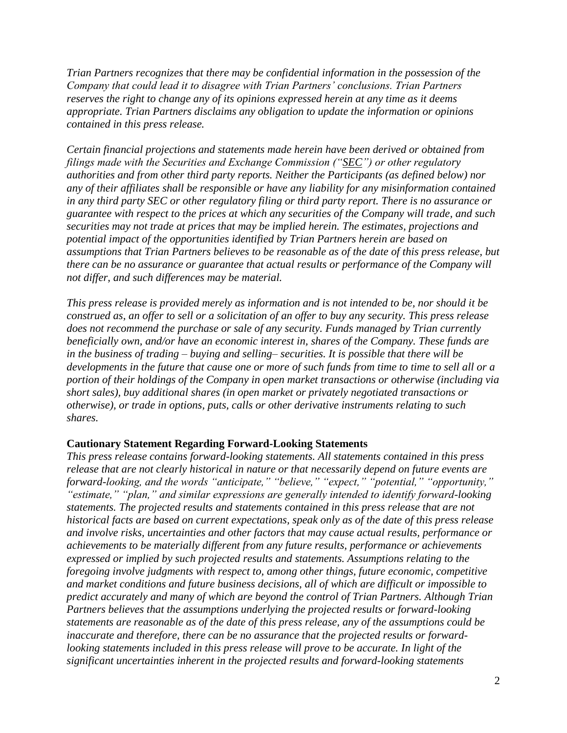*Trian Partners recognizes that there may be confidential information in the possession of the Company that could lead it to disagree with Trian Partners' conclusions. Trian Partners reserves the right to change any of its opinions expressed herein at any time as it deems appropriate. Trian Partners disclaims any obligation to update the information or opinions contained in this press release.*

*Certain financial projections and statements made herein have been derived or obtained from filings made with the Securities and Exchange Commission ("SEC") or other regulatory authorities and from other third party reports. Neither the Participants (as defined below) nor any of their affiliates shall be responsible or have any liability for any misinformation contained in any third party SEC or other regulatory filing or third party report. There is no assurance or guarantee with respect to the prices at which any securities of the Company will trade, and such securities may not trade at prices that may be implied herein. The estimates, projections and potential impact of the opportunities identified by Trian Partners herein are based on assumptions that Trian Partners believes to be reasonable as of the date of this press release, but there can be no assurance or guarantee that actual results or performance of the Company will not differ, and such differences may be material.*

*This press release is provided merely as information and is not intended to be, nor should it be construed as, an offer to sell or a solicitation of an offer to buy any security. This press release does not recommend the purchase or sale of any security. Funds managed by Trian currently beneficially own, and/or have an economic interest in, shares of the Company. These funds are in the business of trading – buying and selling– securities. It is possible that there will be developments in the future that cause one or more of such funds from time to time to sell all or a portion of their holdings of the Company in open market transactions or otherwise (including via short sales), buy additional shares (in open market or privately negotiated transactions or otherwise), or trade in options, puts, calls or other derivative instruments relating to such shares.*

**Cautionary Statement Regarding Forward-Looking Statements**

*This press release contains forward-looking statements. All statements contained in this press release that are not clearly historical in nature or that necessarily depend on future events are forward-looking, and the words "anticipate," "believe," "expect," "potential," "opportunity," "estimate," "plan," and similar expressions are generally intended to identify forward-looking statements. The projected results and statements contained in this press release that are not historical facts are based on current expectations, speak only as of the date of this press release and involve risks, uncertainties and other factors that may cause actual results, performance or achievements to be materially different from any future results, performance or achievements expressed or implied by such projected results and statements. Assumptions relating to the foregoing involve judgments with respect to, among other things, future economic, competitive and market conditions and future business decisions, all of which are difficult or impossible to predict accurately and many of which are beyond the control of Trian Partners. Although Trian Partners believes that the assumptions underlying the projected results or forward-looking statements are reasonable as of the date of this press release, any of the assumptions could be inaccurate and therefore, there can be no assurance that the projected results or forward-looking statements included in this press release will prove to be accurate. In light of the significant uncertainties inherent in the projected results and forward-looking statements*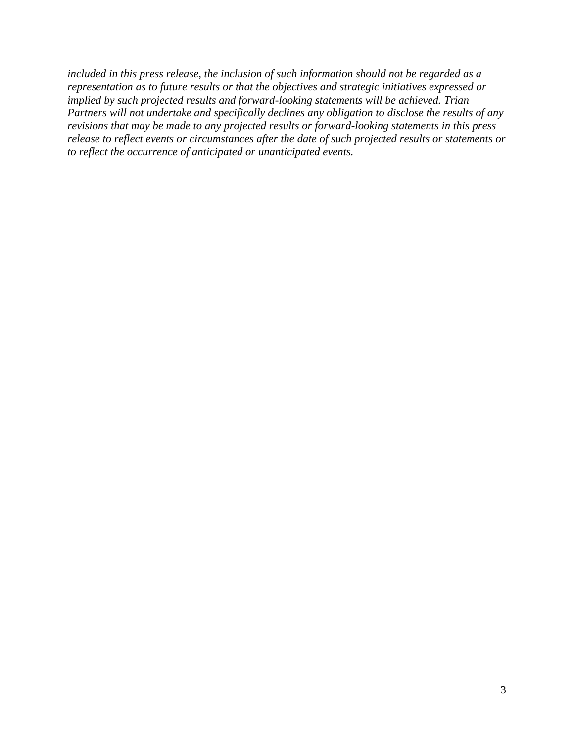*included in this press release, the inclusion of such information should not be regarded as a representation as to future results or that the objectives and strategic initiatives expressed or implied by such projected results and forward-looking statements will be achieved. Trian Partners will not undertake and specifically declines any obligation to disclose the results of any revisions that may be made to any projected results or forward-looking statements in this press release to reflect events or circumstances after the date of such projected results or statements or to reflect the occurrence of anticipated or unanticipated events.*